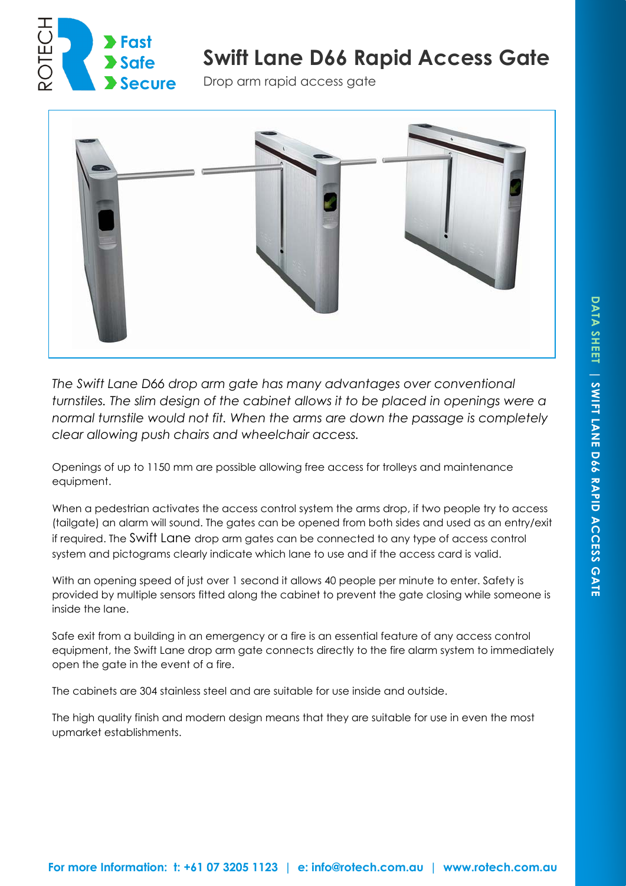# Swift Lane D66 Rapid Access Gate

Drop arm rapid access gate

*The Swift Lane D66 drop arm gate has many advantages over conventional turnstiles. The slim design of the cabinet allows it to be placed in openings were a normal turnstile would not fit. When the arms are down the passage is completely clear allowing push chairs and wheelchair access.*

Openings of up to 1150 mm are possible allowing free access for trolleys and maintenance equipment.

When a pedestrian activates the access control system the arms drop, if two people try to access (tailgate) an alarm will sound. The gates can be opened from both sides and used as an entry/exit if required. The Swift Lane drop arm gates can be connected to any type of access control system and pictograms clearly indicate which lane to use and if the access card is valid.

With an opening speed of just over 1 second it allows 40 people per minute to enter. Safety is provided by multiple sensors fitted along the cabinet to prevent the gate closing while someone is inside the lane.

Safe exit from a building in an emergency or a fire is an essential feature of any access control equipment, the Swift Lane drop arm gate connects directly to the fire alarm system to immediately open the gate in the event of a fire.

The cabinets are 304 stainless steel and are suitable for use inside and outside.

The high quality finish and modern design means that they are suitable for use in even the most upmarket establishments.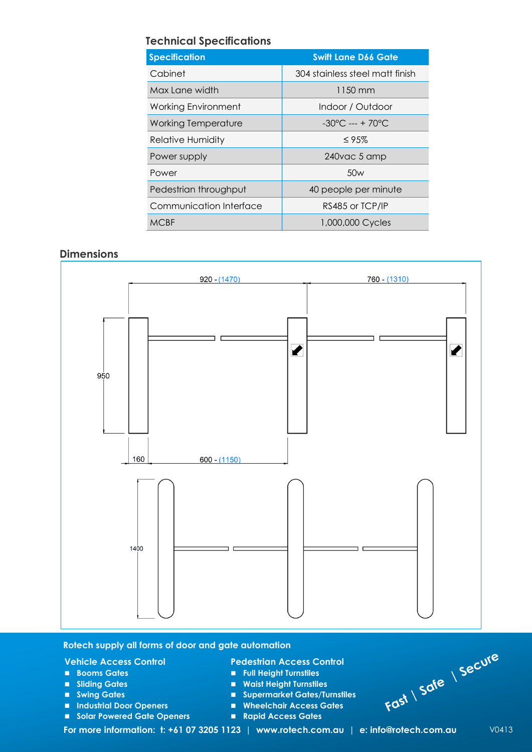## Technical Specifications

| Specification | Swift Lane D66 Gate |
|---|---|
| Cabinet | 304 stainless steel matt finish |
| Max Lane width | 1150 mm |
| Working Environment | Indoor / Outdoor |
| Working Temperature | -30°C --- + 70°C |
| Relative Humidity | ≤ 95% |
| Power supply | 240vac 5 amp |
| Power | 50w |
| Pedestrian throughput | 40 people per minute |
| Communication Interface | RS485 or TCP/IP |
| MCBF | 1,000,000 Cycles |

## Dimensions

920 - (1470)

760 - (1310)

950

160

600 - (1150)

1400

**Rotech supply all forms of door and gate automation**

**Vehicle Access Control**

- Booms Gates
- Sliding Gates
- Swing Gates
- Industrial Door Openers
- Solar Powered Gate Openers

**Pedestrian Access Control**

- Full Height Turnstiles
- Waist Height Turnstiles
- Supermarket Gates/Turnstiles
- Wheelchair Access Gates
- Rapid Access Gates

Fast | Safe | Secure

**For more information: t: +61 07 3205 1123 | www.rotech.com.au | e: info@rotech.com.au**

V0413